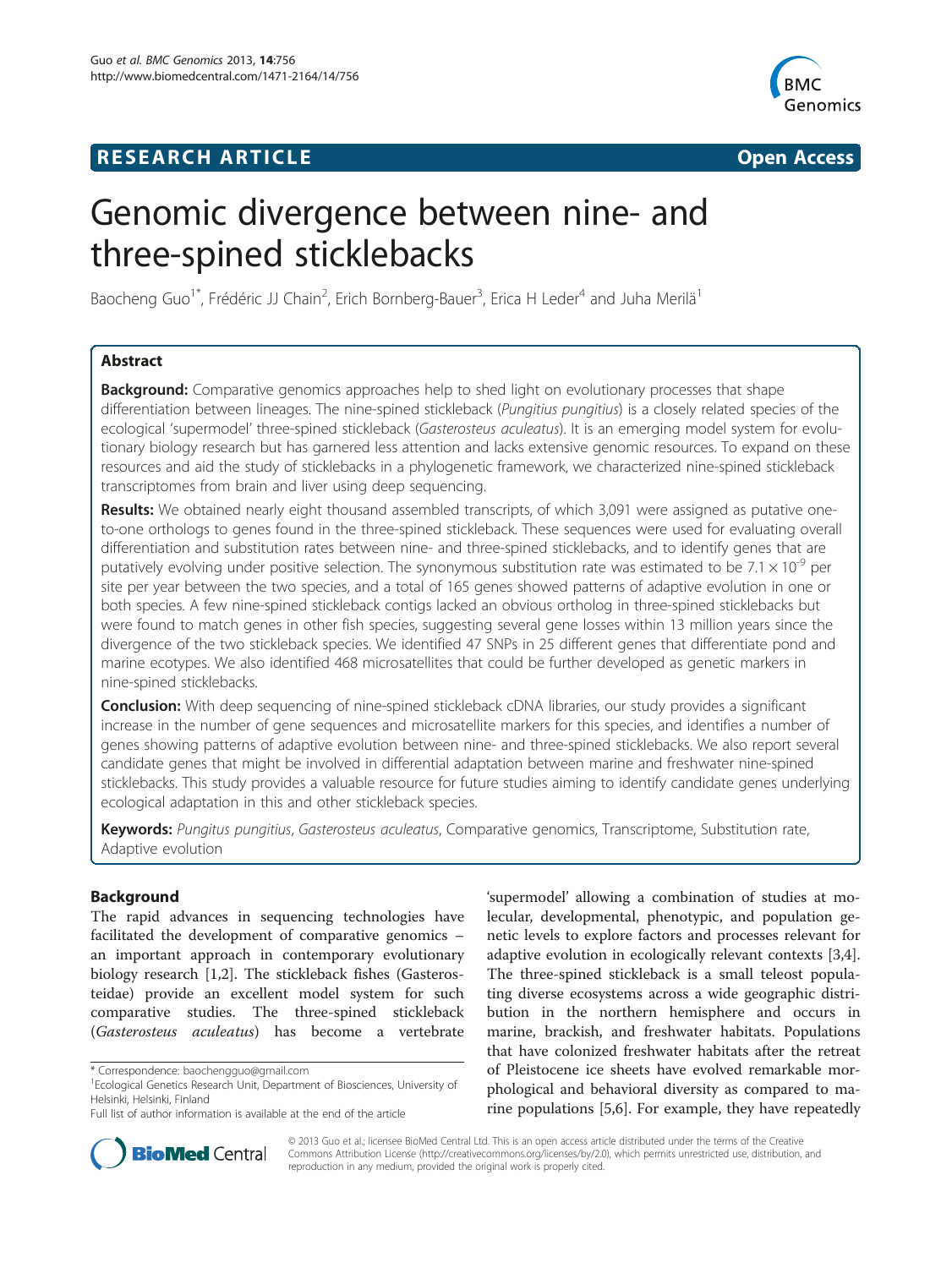RESEARCH ARTICLE **Open Access**

# Genomic divergence between nine- and three-spined sticklebacks

Baocheng Guo[1*], Frédéric JJ Chain[2], Erich Bornberg-Bauer[3], Erica H Leder[4] and Juha Merilä[1]

## Abstract

**Background:** Comparative genomics approaches help to shed light on evolutionary processes that shape differentiation between lineages. The nine-spined stickleback (*Pungitius pungitius*) is a closely related species of the ecological 'supermodel' three-spined stickleback (*Gasterosteus aculeatus*). It is an emerging model system for evolutionary biology research but has garnered less attention and lacks extensive genomic resources. To expand on these resources and aid the study of sticklebacks in a phylogenetic framework, we characterized nine-spined stickleback transcriptomes from brain and liver using deep sequencing.

**Results:** We obtained nearly eight thousand assembled transcripts, of which 3,091 were assigned as putative one-to-one orthologs to genes found in the three-spined stickleback. These sequences were used for evaluating overall differentiation and substitution rates between nine- and three-spined sticklebacks, and to identify genes that are putatively evolving under positive selection. The synonymous substitution rate was estimated to be $7.1 \times 10^{-9}$ per site per year between the two species, and a total of 165 genes showed patterns of adaptive evolution in one or both species. A few nine-spined stickleback contigs lacked an obvious ortholog in three-spined sticklebacks but were found to match genes in other fish species, suggesting several gene losses within 13 million years since the divergence of the two stickleback species. We identified 47 SNPs in 25 different genes that differentiate pond and marine ecotypes. We also identified 468 microsatellites that could be further developed as genetic markers in nine-spined sticklebacks.

**Conclusion:** With deep sequencing of nine-spined stickleback cDNA libraries, our study provides a significant increase in the number of gene sequences and microsatellite markers for this species, and identifies a number of genes showing patterns of adaptive evolution between nine- and three-spined sticklebacks. We also report several candidate genes that might be involved in differential adaptation between marine and freshwater nine-spined sticklebacks. This study provides a valuable resource for future studies aiming to identify candidate genes underlying ecological adaptation in this and other stickleback species.

**Keywords:** *Pungitus pungitius*, *Gasterosteus aculeatus*, Comparative genomics, Transcriptome, Substitution rate, Adaptive evolution

## Background

The rapid advances in sequencing technologies have facilitated the development of comparative genomics – an important approach in contemporary evolutionary biology research [1,2]. The stickleback fishes (Gasterosteidae) provide an excellent model system for such comparative studies. The three-spined stickleback (*Gasterosteus aculeatus*) has become a vertebrate 'supermodel' allowing a combination of studies at molecular, developmental, phenotypic, and population genetic levels to explore factors and processes relevant for adaptive evolution in ecologically relevant contexts [3,4]. The three-spined stickleback is a small teleost populating diverse ecosystems across a wide geographic distribution in the northern hemisphere and occurs in marine, brackish, and freshwater habitats. Populations that have colonized freshwater habitats after the retreat of Pleistocene ice sheets have evolved remarkable morphological and behavioral diversity as compared to marine populations [5,6]. For example, they have repeatedly

\* Correspondence: baochengguo@gmail.com
[1]Ecological Genetics Research Unit, Department of Biosciences, University of Helsinki, Helsinki, Finland
Full list of author information is available at the end of the article

© 2013 Guo et al.; licensee BioMed Central Ltd. This is an open access article distributed under the terms of the Creative Commons Attribution License (http://creativecommons.org/licenses/by/2.0), which permits unrestricted use, distribution, and reproduction in any medium, provided the original work is properly cited.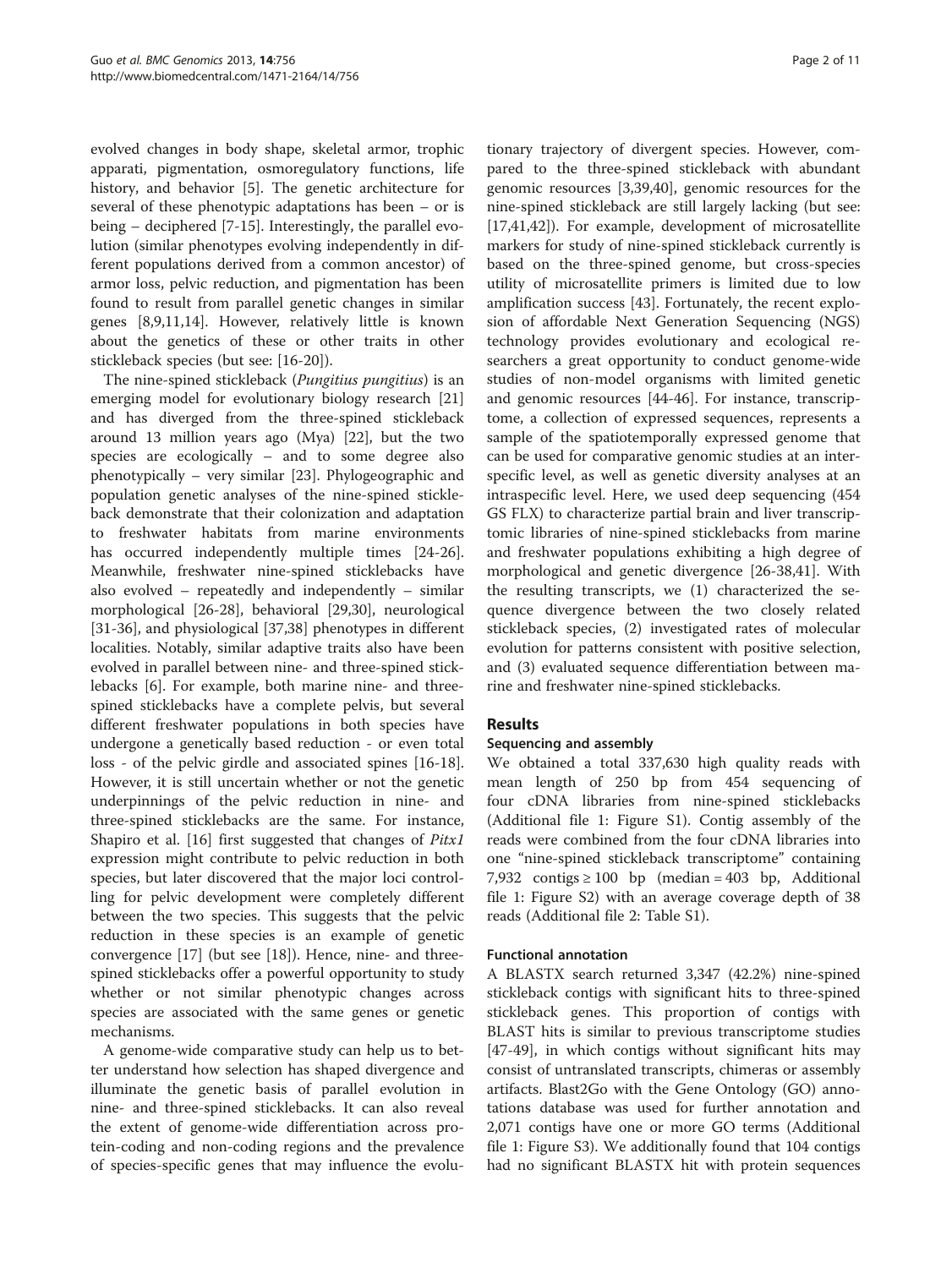evolved changes in body shape, skeletal armor, trophic apparati, pigmentation, osmoregulatory functions, life history, and behavior [5]. The genetic architecture for several of these phenotypic adaptations has been – or is being – deciphered [7-15]. Interestingly, the parallel evolution (similar phenotypes evolving independently in different populations derived from a common ancestor) of armor loss, pelvic reduction, and pigmentation has been found to result from parallel genetic changes in similar genes [8,9,11,14]. However, relatively little is known about the genetics of these or other traits in other stickleback species (but see: [16-20]).

The nine-spined stickleback (*Pungitius pungitius*) is an emerging model for evolutionary biology research [21] and has diverged from the three-spined stickleback around 13 million years ago (Mya) [22], but the two species are ecologically – and to some degree also phenotypically – very similar [23]. Phylogeographic and population genetic analyses of the nine-spined stickleback demonstrate that their colonization and adaptation to freshwater habitats from marine environments has occurred independently multiple times [24-26]. Meanwhile, freshwater nine-spined sticklebacks have also evolved – repeatedly and independently – similar morphological [26-28], behavioral [29,30], neurological [31-36], and physiological [37,38] phenotypes in different localities. Notably, similar adaptive traits also have been evolved in parallel between nine- and three-spined sticklebacks [6]. For example, both marine nine- and three-spined sticklebacks have a complete pelvis, but several different freshwater populations in both species have undergone a genetically based reduction - or even total loss - of the pelvic girdle and associated spines [16-18]. However, it is still uncertain whether or not the genetic underpinnings of the pelvic reduction in nine- and three-spined sticklebacks are the same. For instance, Shapiro et al. [16] first suggested that changes of *Pitx1* expression might contribute to pelvic reduction in both species, but later discovered that the major loci controlling for pelvic development were completely different between the two species. This suggests that the pelvic reduction in these species is an example of genetic convergence [17] (but see [18]). Hence, nine- and three-spined sticklebacks offer a powerful opportunity to study whether or not similar phenotypic changes across species are associated with the same genes or genetic mechanisms.

A genome-wide comparative study can help us to better understand how selection has shaped divergence and illuminate the genetic basis of parallel evolution in nine- and three-spined sticklebacks. It can also reveal the extent of genome-wide differentiation across protein-coding and non-coding regions and the prevalence of species-specific genes that may influence the evolutionary trajectory of divergent species. However, compared to the three-spined stickleback with abundant genomic resources [3,39,40], genomic resources for the nine-spined stickleback are still largely lacking (but see: [17,41,42]). For example, development of microsatellite markers for study of nine-spined stickleback currently is based on the three-spined genome, but cross-species utility of microsatellite primers is limited due to low amplification success [43]. Fortunately, the recent explosion of affordable Next Generation Sequencing (NGS) technology provides evolutionary and ecological researchers a great opportunity to conduct genome-wide studies of non-model organisms with limited genetic and genomic resources [44-46]. For instance, transcriptome, a collection of expressed sequences, represents a sample of the spatiotemporally expressed genome that can be used for comparative genomic studies at an interspecific level, as well as genetic diversity analyses at an intraspecific level. Here, we used deep sequencing (454 GS FLX) to characterize partial brain and liver transcriptomic libraries of nine-spined sticklebacks from marine and freshwater populations exhibiting a high degree of morphological and genetic divergence [26-38,41]. With the resulting transcripts, we (1) characterized the sequence divergence between the two closely related stickleback species, (2) investigated rates of molecular evolution for patterns consistent with positive selection, and (3) evaluated sequence differentiation between marine and freshwater nine-spined sticklebacks.

## Results

### Sequencing and assembly

We obtained a total 337,630 high quality reads with mean length of 250 bp from 454 sequencing of four cDNA libraries from nine-spined sticklebacks (Additional file 1: Figure S1). Contig assembly of the reads were combined from the four cDNA libraries into one "nine-spined stickleback transcriptome" containing 7,932 contigs ≥ 100 bp (median = 403 bp, Additional file 1: Figure S2) with an average coverage depth of 38 reads (Additional file 2: Table S1).

### Functional annotation

A BLASTX search returned 3,347 (42.2%) nine-spined stickleback contigs with significant hits to three-spined stickleback genes. This proportion of contigs with BLAST hits is similar to previous transcriptome studies [47-49], in which contigs without significant hits may consist of untranslated transcripts, chimeras or assembly artifacts. Blast2Go with the Gene Ontology (GO) annotations database was used for further annotation and 2,071 contigs have one or more GO terms (Additional file 1: Figure S3). We additionally found that 104 contigs had no significant BLASTX hit with protein sequences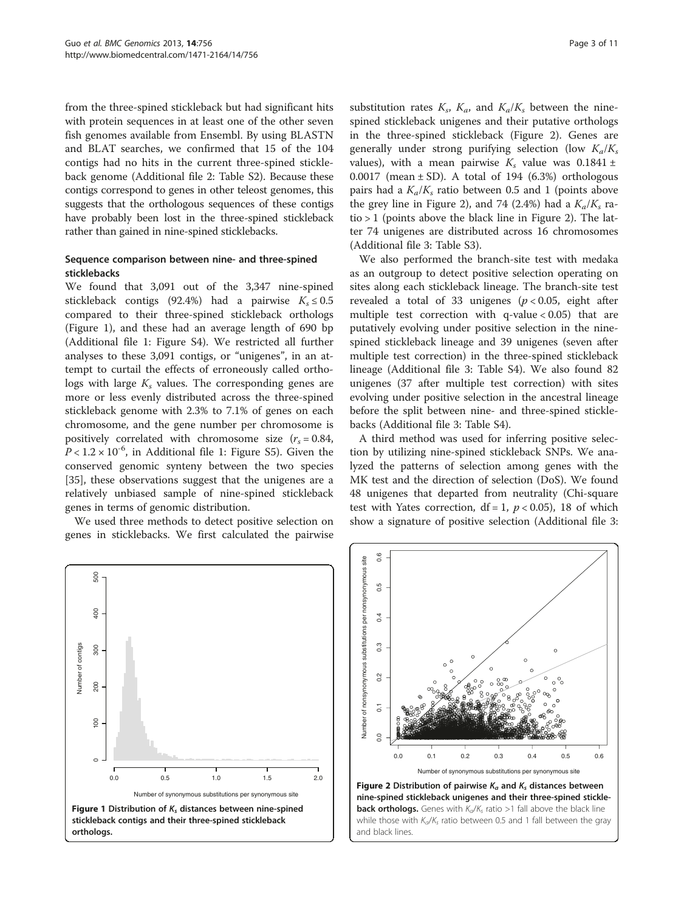from the three-spined stickleback but had significant hits with protein sequences in at least one of the other seven fish genomes available from Ensembl. By using BLASTN and BLAT searches, we confirmed that 15 of the 104 contigs had no hits in the current three-spined stickleback genome (Additional file 2: Table S2). Because these contigs correspond to genes in other teleost genomes, this suggests that the orthologous sequences of these contigs have probably been lost in the three-spined stickleback rather than gained in nine-spined sticklebacks.

## Sequence comparison between nine- and three-spined sticklebacks

We found that 3,091 out of the 3,347 nine-spined stickleback contigs (92.4%) had a pairwise $K_s \leq 0.5$ compared to their three-spined stickleback orthologs (Figure 1), and these had an average length of 690 bp (Additional file 1: Figure S4). We restricted all further analyses to these 3,091 contigs, or "unigenes", in an attempt to curtail the effects of erroneously called orthologs with large $K_s$ values. The corresponding genes are more or less evenly distributed across the three-spined stickleback genome with 2.3% to 7.1% of genes on each chromosome, and the gene number per chromosome is positively correlated with chromosome size ($r_s = 0.84$, $P < 1.2 \times 10^{-6}$, in Additional file 1: Figure S5). Given the conserved genomic synteny between the two species [35], these observations suggest that the unigenes are a relatively unbiased sample of nine-spined stickleback genes in terms of genomic distribution.

We used three methods to detect positive selection on genes in sticklebacks. We first calculated the pairwise substitution rates $K_s$, $K_a$, and $K_a/K_s$ between the nine-spined stickleback unigenes and their putative orthologs in the three-spined stickleback (Figure 2). Genes are generally under strong purifying selection (low $K_a/K_s$ values), with a mean pairwise $K_s$ value was 0.1841 ± 0.0017 (mean ± SD). A total of 194 (6.3%) orthologous pairs had a $K_a/K_s$ ratio between 0.5 and 1 (points above the grey line in Figure 2), and 74 (2.4%) had a $K_a/K_s$ ratio > 1 (points above the black line in Figure 2). The latter 74 unigenes are distributed across 16 chromosomes (Additional file 3: Table S3).

We also performed the branch-site test with medaka as an outgroup to detect positive selection operating on sites along each stickleback lineage. The branch-site test revealed a total of 33 unigenes ($p < 0.05$, eight after multiple test correction with q-value < 0.05) that are putatively evolving under positive selection in the nine-spined stickleback lineage and 39 unigenes (seven after multiple test correction) in the three-spined stickleback lineage (Additional file 3: Table S4). We also found 82 unigenes (37 after multiple test correction) with sites evolving under positive selection in the ancestral lineage before the split between nine- and three-spined sticklebacks (Additional file 3: Table S4).

A third method was used for inferring positive selection by utilizing nine-spined stickleback SNPs. We analyzed the patterns of selection among genes with the MK test and the direction of selection (DoS). We found 48 unigenes that departed from neutrality (Chi-square test with Yates correction, df = 1, $p < 0.05$), 18 of which show a signature of positive selection (Additional file 3:

**Figure 1 Distribution of $K_s$ distances between nine-spined stickleback contigs and their three-spined stickleback orthologs.**

**Figure 2 Distribution of pairwise $K_a$ and $K_s$ distances between nine-spined stickleback unigenes and their three-spined stickleback orthologs.** Genes with $K_a/K_s$ ratio >1 fall above the black line while those with $K_a/K_s$ ratio between 0.5 and 1 fall between the gray and black lines.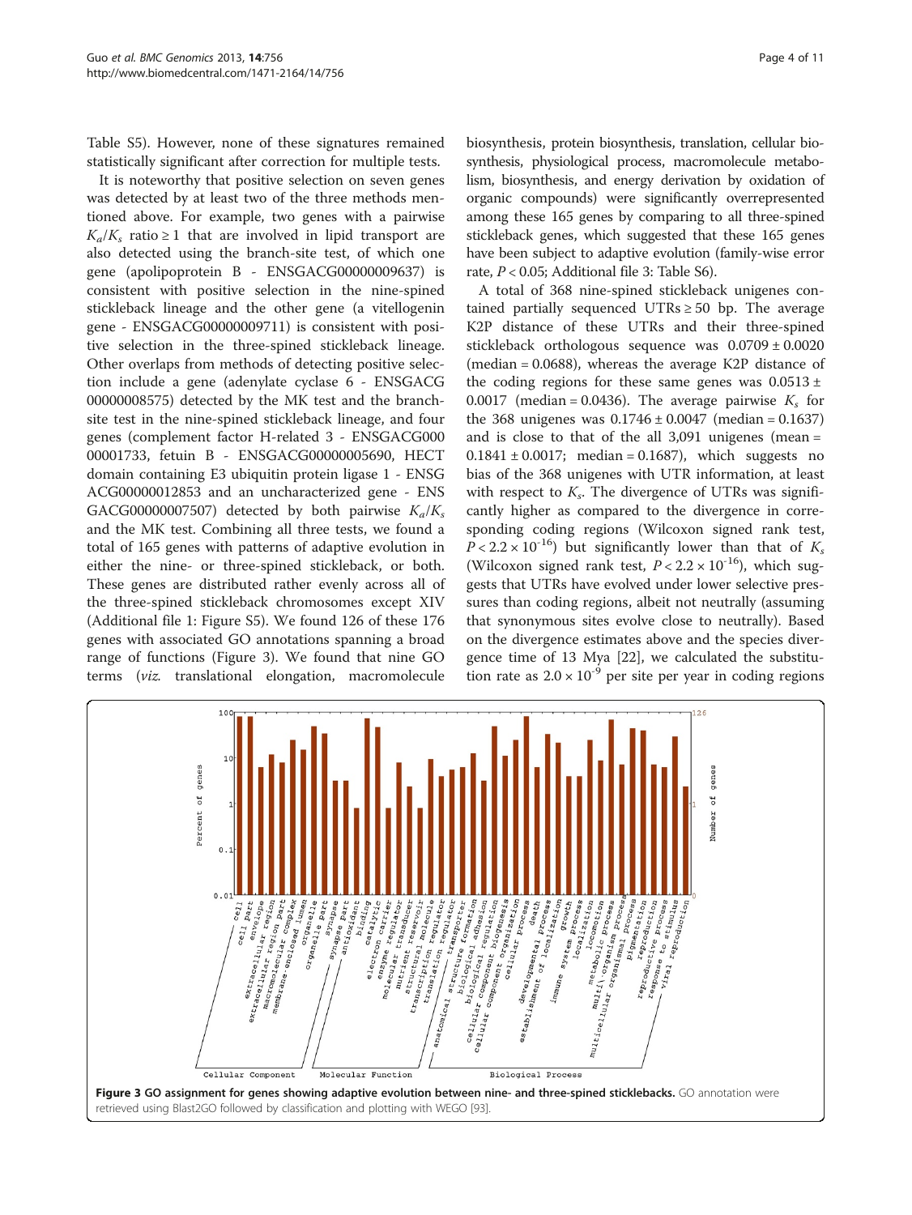Table S5). However, none of these signatures remained statistically significant after correction for multiple tests.

It is noteworthy that positive selection on seven genes was detected by at least two of the three methods mentioned above. For example, two genes with a pairwise $K_a/K_s$ ratio ≥ 1 that are involved in lipid transport are also detected using the branch-site test, of which one gene (apolipoprotein B - ENSGACG00000009637) is consistent with positive selection in the nine-spined stickleback lineage and the other gene (a vitellogenin gene - ENSGACG00000009711) is consistent with positive selection in the three-spined stickleback lineage. Other overlaps from methods of detecting positive selection include a gene (adenylate cyclase 6 - ENSGACG00000008575) detected by the MK test and the branch-site test in the nine-spined stickleback lineage, and four genes (complement factor H-related 3 - ENSGACG00000001733, fetuin B - ENSGACG00000005690, HECT domain containing E3 ubiquitin protein ligase 1 - ENSGACG00000012853 and an uncharacterized gene - ENSGACG00000007507) detected by both pairwise $K_a/K_s$ and the MK test. Combining all three tests, we found a total of 165 genes with patterns of adaptive evolution in either the nine- or three-spined stickleback, or both. These genes are distributed rather evenly across all of the three-spined stickleback chromosomes except XIV (Additional file 1: Figure S5). We found 126 of these 176 genes with associated GO annotations spanning a broad range of functions (Figure 3). We found that nine GO terms (*viz.* translational elongation, macromolecule biosynthesis, protein biosynthesis, translation, cellular biosynthesis, physiological process, macromolecule metabolism, biosynthesis, and energy derivation by oxidation of organic compounds) were significantly overrepresented among these 165 genes by comparing to all three-spined stickleback genes, which suggested that these 165 genes have been subject to adaptive evolution (family-wise error rate, $P < 0.05$; Additional file 3: Table S6).

A total of 368 nine-spined stickleback unigenes contained partially sequenced UTRs ≥ 50 bp. The average K2P distance of these UTRs and their three-spined stickleback orthologous sequence was $0.0709 \pm 0.0020$ (median = 0.0688), whereas the average K2P distance of the coding regions for these same genes was $0.0513 \pm 0.0017$ (median = 0.0436). The average pairwise $K_s$ for the 368 unigenes was $0.1746 \pm 0.0047$ (median = 0.1637) and is close to that of the all 3,091 unigenes (mean = $0.1841 \pm 0.0017$; median = 0.1687), which suggests no bias of the 368 unigenes with UTR information, at least with respect to $K_s$. The divergence of UTRs was significantly higher as compared to the divergence in corresponding coding regions (Wilcoxon signed rank test, $P < 2.2 \times 10^{-16}$) but significantly lower than that of $K_s$ (Wilcoxon signed rank test, $P < 2.2 \times 10^{-16}$), which suggests that UTRs have evolved under lower selective pressures than coding regions, albeit not neutrally (assuming that synonymous sites evolve close to neutrally). Based on the divergence estimates above and the species divergence time of 13 Mya [22], we calculated the substitution rate as $2.0 \times 10^{-9}$ per site per year in coding regions

**Figure 3 GO assignment for genes showing adaptive evolution between nine- and three-spined sticklebacks.** GO annotation were retrieved using Blast2GO followed by classification and plotting with WEGO [93].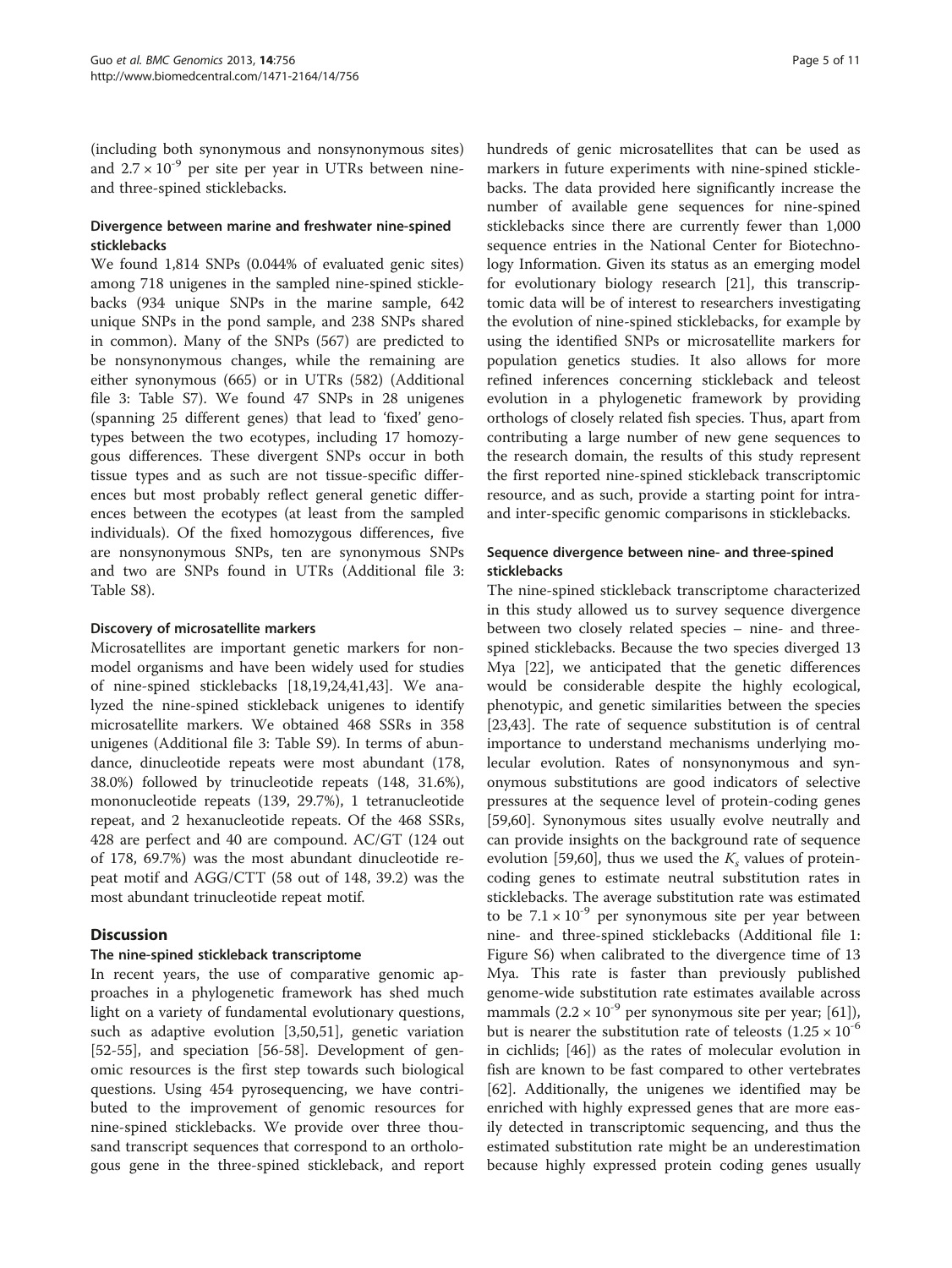(including both synonymous and nonsynonymous sites) and $2.7 \times 10^{-9}$ per site per year in UTRs between nine- and three-spined sticklebacks.

### Divergence between marine and freshwater nine-spined sticklebacks

We found 1,814 SNPs (0.044% of evaluated genic sites) among 718 unigenes in the sampled nine-spined sticklebacks (934 unique SNPs in the marine sample, 642 unique SNPs in the pond sample, and 238 SNPs shared in common). Many of the SNPs (567) are predicted to be nonsynonymous changes, while the remaining are either synonymous (665) or in UTRs (582) (Additional file 3: Table S7). We found 47 SNPs in 28 unigenes (spanning 25 different genes) that lead to 'fixed' genotypes between the two ecotypes, including 17 homozygous differences. These divergent SNPs occur in both tissue types and as such are not tissue-specific differences but most probably reflect general genetic differences between the ecotypes (at least from the sampled individuals). Of the fixed homozygous differences, five are nonsynonymous SNPs, ten are synonymous SNPs and two are SNPs found in UTRs (Additional file 3: Table S8).

### Discovery of microsatellite markers

Microsatellites are important genetic markers for non-model organisms and have been widely used for studies of nine-spined sticklebacks [18,19,24,41,43]. We analyzed the nine-spined stickleback unigenes to identify microsatellite markers. We obtained 468 SSRs in 358 unigenes (Additional file 3: Table S9). In terms of abundance, dinucleotide repeats were most abundant (178, 38.0%) followed by trinucleotide repeats (148, 31.6%), mononucleotide repeats (139, 29.7%), 1 tetranucleotide repeat, and 2 hexanucleotide repeats. Of the 468 SSRs, 428 are perfect and 40 are compound. AC/GT (124 out of 178, 69.7%) was the most abundant dinucleotide repeat motif and AGG/CTT (58 out of 148, 39.2) was the most abundant trinucleotide repeat motif.

## Discussion

### The nine-spined stickleback transcriptome

In recent years, the use of comparative genomic approaches in a phylogenetic framework has shed much light on a variety of fundamental evolutionary questions, such as adaptive evolution [3,50,51], genetic variation [52-55], and speciation [56-58]. Development of genomic resources is the first step towards such biological questions. Using 454 pyrosequencing, we have contributed to the improvement of genomic resources for nine-spined sticklebacks. We provide over three thousand transcript sequences that correspond to an orthologous gene in the three-spined stickleback, and report hundreds of genic microsatellites that can be used as markers in future experiments with nine-spined sticklebacks. The data provided here significantly increase the number of available gene sequences for nine-spined sticklebacks since there are currently fewer than 1,000 sequence entries in the National Center for Biotechnology Information. Given its status as an emerging model for evolutionary biology research [21], this transcriptomic data will be of interest to researchers investigating the evolution of nine-spined sticklebacks, for example by using the identified SNPs or microsatellite markers for population genetics studies. It also allows for more refined inferences concerning stickleback and teleost evolution in a phylogenetic framework by providing orthologs of closely related fish species. Thus, apart from contributing a large number of new gene sequences to the research domain, the results of this study represent the first reported nine-spined stickleback transcriptomic resource, and as such, provide a starting point for intra- and inter-specific genomic comparisons in sticklebacks.

### Sequence divergence between nine- and three-spined sticklebacks

The nine-spined stickleback transcriptome characterized in this study allowed us to survey sequence divergence between two closely related species – nine- and three-spined sticklebacks. Because the two species diverged 13 Mya [22], we anticipated that the genetic differences would be considerable despite the highly ecological, phenotypic, and genetic similarities between the species [23,43]. The rate of sequence substitution is of central importance to understand mechanisms underlying molecular evolution. Rates of nonsynonymous and synonymous substitutions are good indicators of selective pressures at the sequence level of protein-coding genes [59,60]. Synonymous sites usually evolve neutrally and can provide insights on the background rate of sequence evolution [59,60], thus we used the $K_s$ values of protein-coding genes to estimate neutral substitution rates in sticklebacks. The average substitution rate was estimated to be $7.1 \times 10^{-9}$ per synonymous site per year between nine- and three-spined sticklebacks (Additional file 1: Figure S6) when calibrated to the divergence time of 13 Mya. This rate is faster than previously published genome-wide substitution rate estimates available across mammals ($2.2 \times 10^{-9}$ per synonymous site per year; [61]), but is nearer the substitution rate of teleosts ($1.25 \times 10^{-6}$ in cichlids; [46]) as the rates of molecular evolution in fish are known to be fast compared to other vertebrates [62]. Additionally, the unigenes we identified may be enriched with highly expressed genes that are more easily detected in transcriptomic sequencing, and thus the estimated substitution rate might be an underestimation because highly expressed protein coding genes usually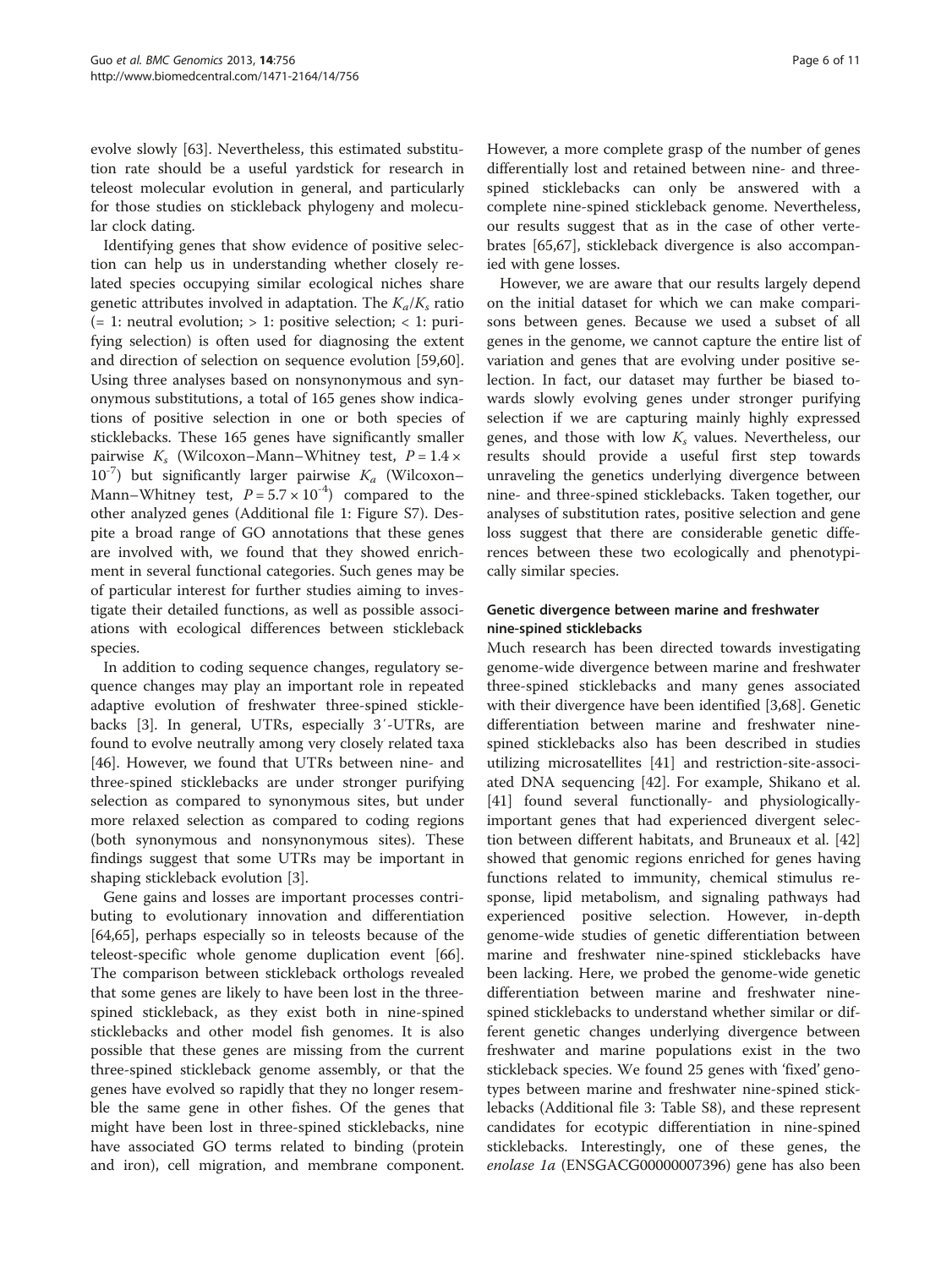evolve slowly [63]. Nevertheless, this estimated substitution rate should be a useful yardstick for research in teleost molecular evolution in general, and particularly for those studies on stickleback phylogeny and molecular clock dating.

Identifying genes that show evidence of positive selection can help us in understanding whether closely related species occupying similar ecological niches share genetic attributes involved in adaptation. The $K_a/K_s$ ratio (= 1: neutral evolution; > 1: positive selection; < 1: purifying selection) is often used for diagnosing the extent and direction of selection on sequence evolution [59,60]. Using three analyses based on nonsynonymous and synonymous substitutions, a total of 165 genes show indications of positive selection in one or both species of sticklebacks. These 165 genes have significantly smaller pairwise $K_s$ (Wilcoxon–Mann–Whitney test, $P = 1.4 \times 10^{-7}$) but significantly larger pairwise $K_a$ (Wilcoxon–Mann–Whitney test, $P = 5.7 \times 10^{-4}$) compared to the other analyzed genes (Additional file 1: Figure S7). Despite a broad range of GO annotations that these genes are involved with, we found that they showed enrichment in several functional categories. Such genes may be of particular interest for further studies aiming to investigate their detailed functions, as well as possible associations with ecological differences between stickleback species.

In addition to coding sequence changes, regulatory sequence changes may play an important role in repeated adaptive evolution of freshwater three-spined sticklebacks [3]. In general, UTRs, especially 3′-UTRs, are found to evolve neutrally among very closely related taxa [46]. However, we found that UTRs between nine- and three-spined sticklebacks are under stronger purifying selection as compared to synonymous sites, but under more relaxed selection as compared to coding regions (both synonymous and nonsynonymous sites). These findings suggest that some UTRs may be important in shaping stickleback evolution [3].

Gene gains and losses are important processes contributing to evolutionary innovation and differentiation [64,65], perhaps especially so in teleosts because of the teleost-specific whole genome duplication event [66]. The comparison between stickleback orthologs revealed that some genes are likely to have been lost in the three-spined stickleback, as they exist both in nine-spined sticklebacks and other model fish genomes. It is also possible that these genes are missing from the current three-spined stickleback genome assembly, or that the genes have evolved so rapidly that they no longer resemble the same gene in other fishes. Of the genes that might have been lost in three-spined sticklebacks, nine have associated GO terms related to binding (protein and iron), cell migration, and membrane component. However, a more complete grasp of the number of genes differentially lost and retained between nine- and three-spined sticklebacks can only be answered with a complete nine-spined stickleback genome. Nevertheless, our results suggest that as in the case of other vertebrates [65,67], stickleback divergence is also accompanied with gene losses.

However, we are aware that our results largely depend on the initial dataset for which we can make comparisons between genes. Because we used a subset of all genes in the genome, we cannot capture the entire list of variation and genes that are evolving under positive selection. In fact, our dataset may further be biased towards slowly evolving genes under stronger purifying selection if we are capturing mainly highly expressed genes, and those with low $K_s$ values. Nevertheless, our results should provide a useful first step towards unraveling the genetics underlying divergence between nine- and three-spined sticklebacks. Taken together, our analyses of substitution rates, positive selection and gene loss suggest that there are considerable genetic differences between these two ecologically and phenotypically similar species.

### Genetic divergence between marine and freshwater nine-spined sticklebacks

Much research has been directed towards investigating genome-wide divergence between marine and freshwater three-spined sticklebacks and many genes associated with their divergence have been identified [3,68]. Genetic differentiation between marine and freshwater nine-spined sticklebacks also has been described in studies utilizing microsatellites [41] and restriction-site-associated DNA sequencing [42]. For example, Shikano et al. [41] found several functionally- and physiologically-important genes that had experienced divergent selection between different habitats, and Bruneaux et al. [42] showed that genomic regions enriched for genes having functions related to immunity, chemical stimulus response, lipid metabolism, and signaling pathways had experienced positive selection. However, in-depth genome-wide studies of genetic differentiation between marine and freshwater nine-spined sticklebacks have been lacking. Here, we probed the genome-wide genetic differentiation between marine and freshwater nine-spined sticklebacks to understand whether similar or different genetic changes underlying divergence between freshwater and marine populations exist in the two stickleback species. We found 25 genes with 'fixed' genotypes between marine and freshwater nine-spined sticklebacks (Additional file 3: Table S8), and these represent candidates for ecotypic differentiation in nine-spined sticklebacks. Interestingly, one of these genes, the *enolase 1a* (ENSGACG00000007396) gene has also been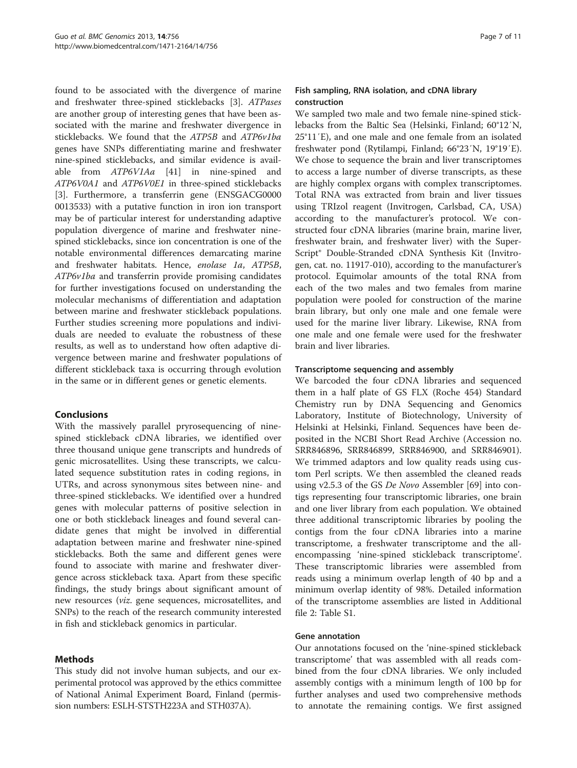found to be associated with the divergence of marine and freshwater three-spined sticklebacks [3]. *ATPases* are another group of interesting genes that have been associated with the marine and freshwater divergence in sticklebacks. We found that the *ATP5B* and *ATP6v1ba* genes have SNPs differentiating marine and freshwater nine-spined sticklebacks, and similar evidence is available from *ATP6V1Aa* [41] in nine-spined and *ATP6V0A1* and *ATP6V0E1* in three-spined sticklebacks [3]. Furthermore, a transferrin gene (ENSGACG00000013533) with a putative function in iron ion transport may be of particular interest for understanding adaptive population divergence of marine and freshwater nine-spined sticklebacks, since ion concentration is one of the notable environmental differences demarcating marine and freshwater habitats. Hence, *enolase 1a*, *ATP5B*, *ATP6v1ba* and transferrin provide promising candidates for further investigations focused on understanding the molecular mechanisms of differentiation and adaptation between marine and freshwater stickleback populations. Further studies screening more populations and individuals are needed to evaluate the robustness of these results, as well as to understand how often adaptive divergence between marine and freshwater populations of different stickleback taxa is occurring through evolution in the same or in different genes or genetic elements.

## Conclusions

With the massively parallel pryrosequencing of nine-spined stickleback cDNA libraries, we identified over three thousand unique gene transcripts and hundreds of genic microsatellites. Using these transcripts, we calculated sequence substitution rates in coding regions, in UTRs, and across synonymous sites between nine- and three-spined sticklebacks. We identified over a hundred genes with molecular patterns of positive selection in one or both stickleback lineages and found several candidate genes that might be involved in differential adaptation between marine and freshwater nine-spined sticklebacks. Both the same and different genes were found to associate with marine and freshwater divergence across stickleback taxa. Apart from these specific findings, the study brings about significant amount of new resources (*viz*. gene sequences, microsatellites, and SNPs) to the reach of the research community interested in fish and stickleback genomics in particular.

## Methods

This study did not involve human subjects, and our experimental protocol was approved by the ethics committee of National Animal Experiment Board, Finland (permission numbers: ESLH-STSTH223A and STH037A).

### Fish sampling, RNA isolation, and cDNA library construction

We sampled two male and two female nine-spined sticklebacks from the Baltic Sea (Helsinki, Finland; 60°12′N, 25°11′E), and one male and one female from an isolated freshwater pond (Rytilampi, Finland; 66°23′N, 19°19′E). We chose to sequence the brain and liver transcriptomes to access a large number of diverse transcripts, as these are highly complex organs with complex transcriptomes. Total RNA was extracted from brain and liver tissues using TRIzol reagent (Invitrogen, Carlsbad, CA, USA) according to the manufacturer's protocol. We constructed four cDNA libraries (marine brain, marine liver, freshwater brain, and freshwater liver) with the SuperScript® Double-Stranded cDNA Synthesis Kit (Invitrogen, cat. no. 11917-010), according to the manufacturer's protocol. Equimolar amounts of the total RNA from each of the two males and two females from marine population were pooled for construction of the marine brain library, but only one male and one female were used for the marine liver library. Likewise, RNA from one male and one female were used for the freshwater brain and liver libraries.

### Transcriptome sequencing and assembly

We barcoded the four cDNA libraries and sequenced them in a half plate of GS FLX (Roche 454) Standard Chemistry run by DNA Sequencing and Genomics Laboratory, Institute of Biotechnology, University of Helsinki at Helsinki, Finland. Sequences have been deposited in the NCBI Short Read Archive (Accession no. SRR846896, SRR846899, SRR846900, and SRR846901). We trimmed adaptors and low quality reads using custom Perl scripts. We then assembled the cleaned reads using v2.5.3 of the GS *De Novo* Assembler [69] into contigs representing four transcriptomic libraries, one brain and one liver library from each population. We obtained three additional transcriptomic libraries by pooling the contigs from the four cDNA libraries into a marine transcriptome, a freshwater transcriptome and the all-encompassing 'nine-spined stickleback transcriptome'. These transcriptomic libraries were assembled from reads using a minimum overlap length of 40 bp and a minimum overlap identity of 98%. Detailed information of the transcriptome assemblies are listed in Additional file 2: Table S1.

### Gene annotation

Our annotations focused on the 'nine-spined stickleback transcriptome' that was assembled with all reads combined from the four cDNA libraries. We only included assembly contigs with a minimum length of 100 bp for further analyses and used two comprehensive methods to annotate the remaining contigs. We first assigned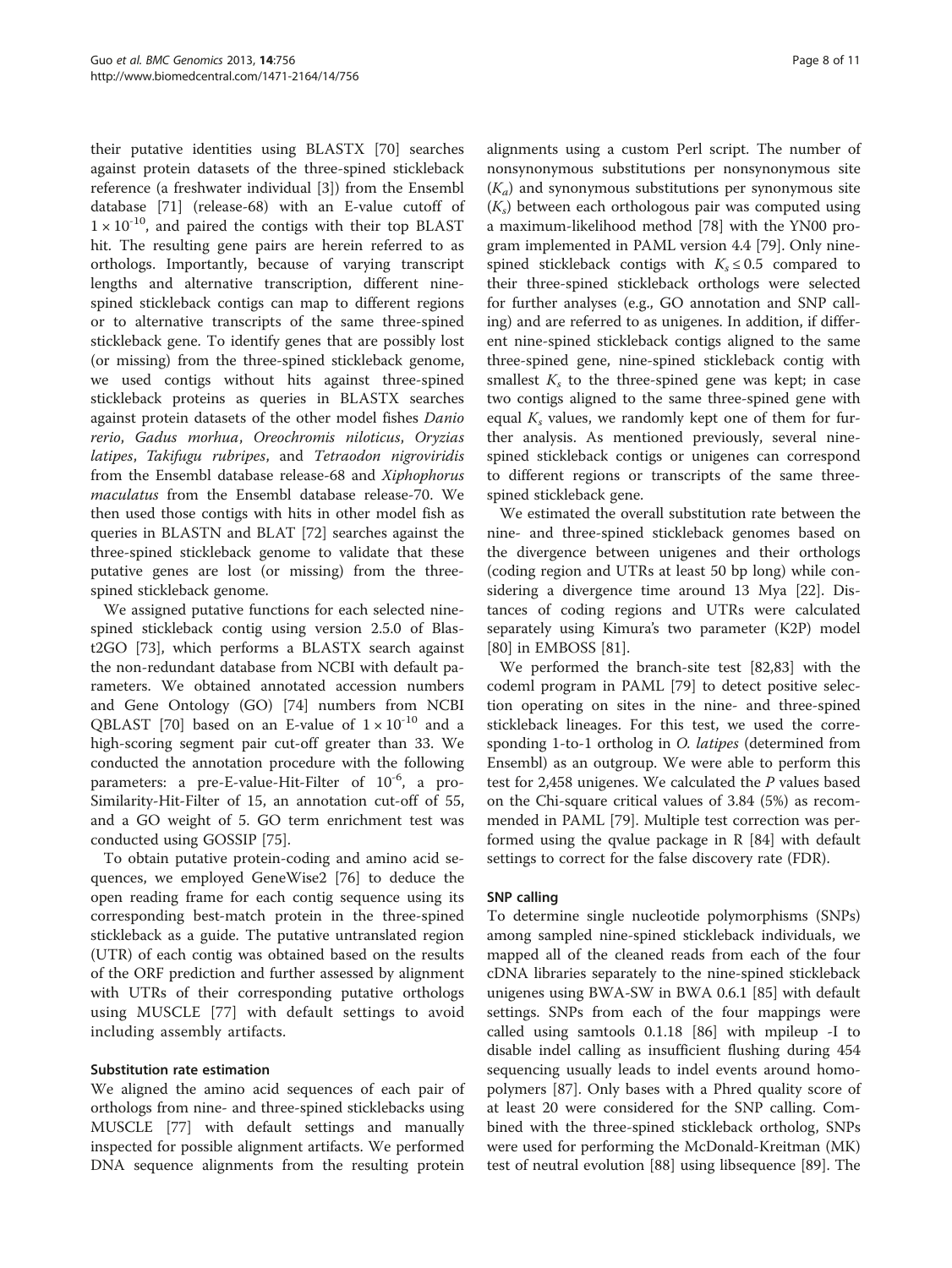their putative identities using BLASTX [70] searches against protein datasets of the three-spined stickleback reference (a freshwater individual [3]) from the Ensembl database [71] (release-68) with an E-value cutoff of $1 \times 10^{-10}$, and paired the contigs with their top BLAST hit. The resulting gene pairs are herein referred to as orthologs. Importantly, because of varying transcript lengths and alternative transcription, different nine-spined stickleback contigs can map to different regions or to alternative transcripts of the same three-spined stickleback gene. To identify genes that are possibly lost (or missing) from the three-spined stickleback genome, we used contigs without hits against three-spined stickleback proteins as queries in BLASTX searches against protein datasets of the other model fishes *Danio rerio*, *Gadus morhua*, *Oreochromis niloticus*, *Oryzias latipes*, *Takifugu rubripes*, and *Tetraodon nigroviridis* from the Ensembl database release-68 and *Xiphophorus maculatus* from the Ensembl database release-70. We then used those contigs with hits in other model fish as queries in BLASTN and BLAT [72] searches against the three-spined stickleback genome to validate that these putative genes are lost (or missing) from the three-spined stickleback genome.

We assigned putative functions for each selected nine-spined stickleback contig using version 2.5.0 of Blast2GO [73], which performs a BLASTX search against the non-redundant database from NCBI with default parameters. We obtained annotated accession numbers and Gene Ontology (GO) [74] numbers from NCBI QBLAST [70] based on an E-value of $1 \times 10^{-10}$ and a high-scoring segment pair cut-off greater than 33. We conducted the annotation procedure with the following parameters: a pre-E-value-Hit-Filter of $10^{-6}$, a pro-Similarity-Hit-Filter of 15, an annotation cut-off of 55, and a GO weight of 5. GO term enrichment test was conducted using GOSSIP [75].

To obtain putative protein-coding and amino acid sequences, we employed GeneWise2 [76] to deduce the open reading frame for each contig sequence using its corresponding best-match protein in the three-spined stickleback as a guide. The putative untranslated region (UTR) of each contig was obtained based on the results of the ORF prediction and further assessed by alignment with UTRs of their corresponding putative orthologs using MUSCLE [77] with default settings to avoid including assembly artifacts.

### Substitution rate estimation

We aligned the amino acid sequences of each pair of orthologs from nine- and three-spined sticklebacks using MUSCLE [77] with default settings and manually inspected for possible alignment artifacts. We performed DNA sequence alignments from the resulting protein alignments using a custom Perl script. The number of nonsynonymous substitutions per nonsynonymous site ($K_a$) and synonymous substitutions per synonymous site ($K_s$) between each orthologous pair was computed using a maximum-likelihood method [78] with the YN00 program implemented in PAML version 4.4 [79]. Only nine-spined stickleback contigs with $K_s \leq 0.5$ compared to their three-spined stickleback orthologs were selected for further analyses (e.g., GO annotation and SNP calling) and are referred to as unigenes. In addition, if different nine-spined stickleback contigs aligned to the same three-spined gene, nine-spined stickleback contig with smallest $K_s$ to the three-spined gene was kept; in case two contigs aligned to the same three-spined gene with equal $K_s$ values, we randomly kept one of them for further analysis. As mentioned previously, several nine-spined stickleback contigs or unigenes can correspond to different regions or transcripts of the same three-spined stickleback gene.

We estimated the overall substitution rate between the nine- and three-spined stickleback genomes based on the divergence between unigenes and their orthologs (coding region and UTRs at least 50 bp long) while considering a divergence time around 13 Mya [22]. Distances of coding regions and UTRs were calculated separately using Kimura's two parameter (K2P) model [80] in EMBOSS [81].

We performed the branch-site test [82,83] with the codeml program in PAML [79] to detect positive selection operating on sites in the nine- and three-spined stickleback lineages. For this test, we used the corresponding 1-to-1 ortholog in *O. latipes* (determined from Ensembl) as an outgroup. We were able to perform this test for 2,458 unigenes. We calculated the *P* values based on the Chi-square critical values of 3.84 (5%) as recommended in PAML [79]. Multiple test correction was performed using the qvalue package in R [84] with default settings to correct for the false discovery rate (FDR).

### SNP calling

To determine single nucleotide polymorphisms (SNPs) among sampled nine-spined stickleback individuals, we mapped all of the cleaned reads from each of the four cDNA libraries separately to the nine-spined stickleback unigenes using BWA-SW in BWA 0.6.1 [85] with default settings. SNPs from each of the four mappings were called using samtools 0.1.18 [86] with mpileup -I to disable indel calling as insufficient flushing during 454 sequencing usually leads to indel events around homopolymers [87]. Only bases with a Phred quality score of at least 20 were considered for the SNP calling. Combined with the three-spined stickleback ortholog, SNPs were used for performing the McDonald-Kreitman (MK) test of neutral evolution [88] using libsequence [89]. The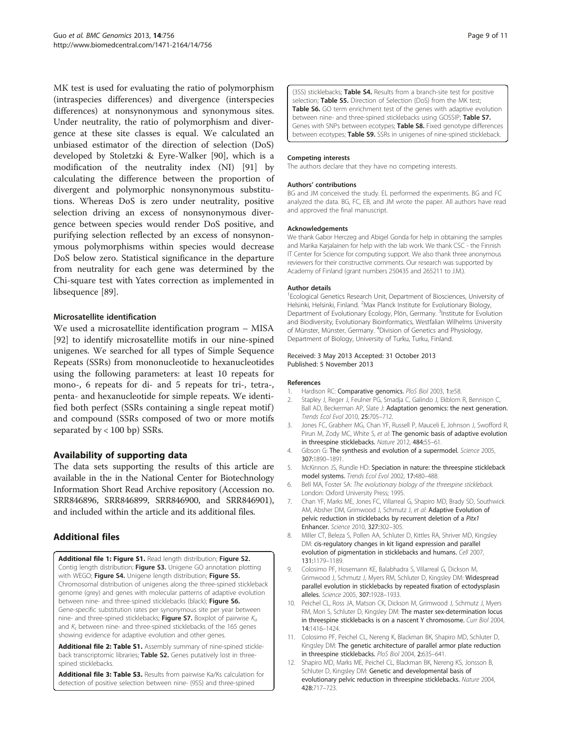MK test is used for evaluating the ratio of polymorphism (intraspecies differences) and divergence (interspecies differences) at nonsynonymous and synonymous sites. Under neutrality, the ratio of polymorphism and divergence at these site classes is equal. We calculated an unbiased estimator of the direction of selection (DoS) developed by Stoletzki & Eyre-Walker [90], which is a modification of the neutrality index (NI) [91] by calculating the difference between the proportion of divergent and polymorphic nonsynonymous substitutions. Whereas DoS is zero under neutrality, positive selection driving an excess of nonsynonymous divergence between species would render DoS positive, and purifying selection reflected by an excess of nonsynonymous polymorphisms within species would decrease DoS below zero. Statistical significance in the departure from neutrality for each gene was determined by the Chi-square test with Yates correction as implemented in libsequence [89].

### Microsatellite identification

We used a microsatellite identification program – MISA [92] to identify microsatellite motifs in our nine-spined unigenes. We searched for all types of Simple Sequence Repeats (SSRs) from mononucleotide to hexanucleotides using the following parameters: at least 10 repeats for mono-, 6 repeats for di- and 5 repeats for tri-, tetra-, penta- and hexanucleotide for simple repeats. We identified both perfect (SSRs containing a single repeat motif) and compound (SSRs composed of two or more motifs separated by < 100 bp) SSRs.

## Availability of supporting data

The data sets supporting the results of this article are available in the in the National Center for Biotechnology Information Short Read Archive repository (Accession no. SRR846896, SRR846899, SRR846900, and SRR846901), and included within the article and its additional files.

## Additional files

**Additional file 1: Figure S1.** Read length distribution; **Figure S2.** Contig length distribution; **Figure S3.** Unigene GO annotation plotting with WEGO; **Figure S4.** Unigene length distribution; **Figure S5.** Chromosomal distribution of unigenes along the three-spined stickleback genome (grey) and genes with molecular patterns of adaptive evolution between nine- and three-spined sticklebacks (black); **Figure S6.** Gene-specific substitution rates per synonymous site per year between nine- and three-spined sticklebacks; **Figure S7.** Boxplot of pairwise $K_a$ and $K_s$ between nine- and three-spined sticklebacks of the 165 genes showing evidence for adaptive evolution and other genes.

**Additional file 2: Table S1.** Assembly summary of nine-spined stickleback transcriptomic libraries; **Table S2.** Genes putatively lost in three-spined sticklebacks.

**Additional file 3: Table S3.** Results from pairwise Ka/Ks calculation for detection of positive selection between nine- (9SS) and three-spined (3SS) sticklebacks; **Table S4.** Results from a branch-site test for positive selection; **Table S5.** Direction of Selection (DoS) from the MK test; **Table S6.** GO term enrichment test of the genes with adaptive evolution between nine- and three-spined sticklebacks using GOSSIP; **Table S7.** Genes with SNPs between ecotypes; **Table S8.** Fixed genotype differences between ecotypes; **Table S9.** SSRs in unigenes of nine-spined stickleback.

#### Competing interests

The authors declare that they have no competing interests.

#### Authors' contributions

BG and JM conceived the study. EL performed the experiments. BG and FC analyzed the data. BG, FC, EB, and JM wrote the paper. All authors have read and approved the final manuscript.

#### Acknowledgements

We thank Gabor Herczeg and Abigel Gonda for help in obtaining the samples and Marika Karjalainen for help with the lab work. We thank CSC - the Finnish IT Center for Science for computing support. We also thank three anonymous reviewers for their constructive comments. Our research was supported by Academy of Finland (grant numbers 250435 and 265211 to J.M.).

#### Author details

[1]Ecological Genetics Research Unit, Department of Biosciences, University of Helsinki, Helsinki, Finland. [2]Max Planck Institute for Evolutionary Biology, Department of Evolutionary Ecology, Plön, Germany. [3]Institute for Evolution and Biodiversity, Evolutionary Bioinformatics, Westfalian Wilhelms University of Münster, Münster, Germany. [4]Division of Genetics and Physiology, Department of Biology, University of Turku, Turku, Finland.

Received: 3 May 2013 Accepted: 31 October 2013
Published: 5 November 2013

#### References

1. Hardison RC: **Comparative genomics.** *PloS Biol* 2003, **1:**e58.
2. Stapley J, Reger J, Feulner PG, Smadja C, Galindo J, Ekblom R, Bennison C, Ball AD, Beckerman AP, Slate J: **Adaptation genomics: the next generation.** *Trends Ecol Evol* 2010, **25:**705–712.
3. Jones FC, Grabherr MG, Chan YF, Russell P, Mauceli E, Johnson J, Swofford R, Pirun M, Zody MC, White S, *et al*: **The genomic basis of adaptive evolution in threespine sticklebacks.** *Nature* 2012, **484:**55–61.
4. Gibson G: **The synthesis and evolution of a supermodel.** *Science* 2005, **307:**1890–1891.
5. McKinnon JS, Rundle HD: **Speciation in nature: the threespine stickleback model systems.** *Trends Ecol Evol* 2002, **17:**480–488.
6. Bell MA, Foster SA: *The evolutionary biology of the threespine stickleback.* London: Oxford University Press; 1995.
7. Chan YF, Marks ME, Jones FC, Villarreal G, Shapiro MD, Brady SD, Southwick AM, Absher DM, Grimwood J, Schmutz J, *et al*: **Adaptive Evolution of pelvic reduction in sticklebacks by recurrent deletion of a *Pitx1* Enhancer.** *Science* 2010, **327:**302–305.
8. Miller CT, Beleza S, Pollen AA, Schluter D, Kittles RA, Shriver MD, Kingsley DM: **cis-regulatory changes in kit ligand expression and parallel evolution of pigmentation in sticklebacks and humans.** *Cell* 2007, **131:**1179–1189.
9. Colosimo PF, Hosemann KE, Balabhadra S, Villarreal G, Dickson M, Grimwood J, Schmutz J, Myers RM, Schluter D, Kingsley DM: **Widespread parallel evolution in sticklebacks by repeated fixation of ectodysplasin alleles.** *Science* 2005, **307:**1928–1933.
10. Peichel CL, Ross JA, Matson CK, Dickson M, Grimwood J, Schmutz J, Myers RM, Mori S, Schluter D, Kingsley DM: **The master sex-determination locus in threespine sticklebacks is on a nascent Y chromosome.** *Curr Biol* 2004, **14:**1416–1424.
11. Colosimo PF, Peichel CL, Nereng K, Blackman BK, Shapiro MD, Schluter D, Kingsley DM: **The genetic architecture of parallel armor plate reduction in threespine sticklebacks.** *PloS Biol* 2004, **2:**635–641.
12. Shapiro MD, Marks ME, Peichel CL, Blackman BK, Nereng KS, Jonsson B, Schluter D, Kingsley DM: **Genetic and developmental basis of evolutionary pelvic reduction in threespine sticklebacks.** *Nature* 2004, **428:**717–723.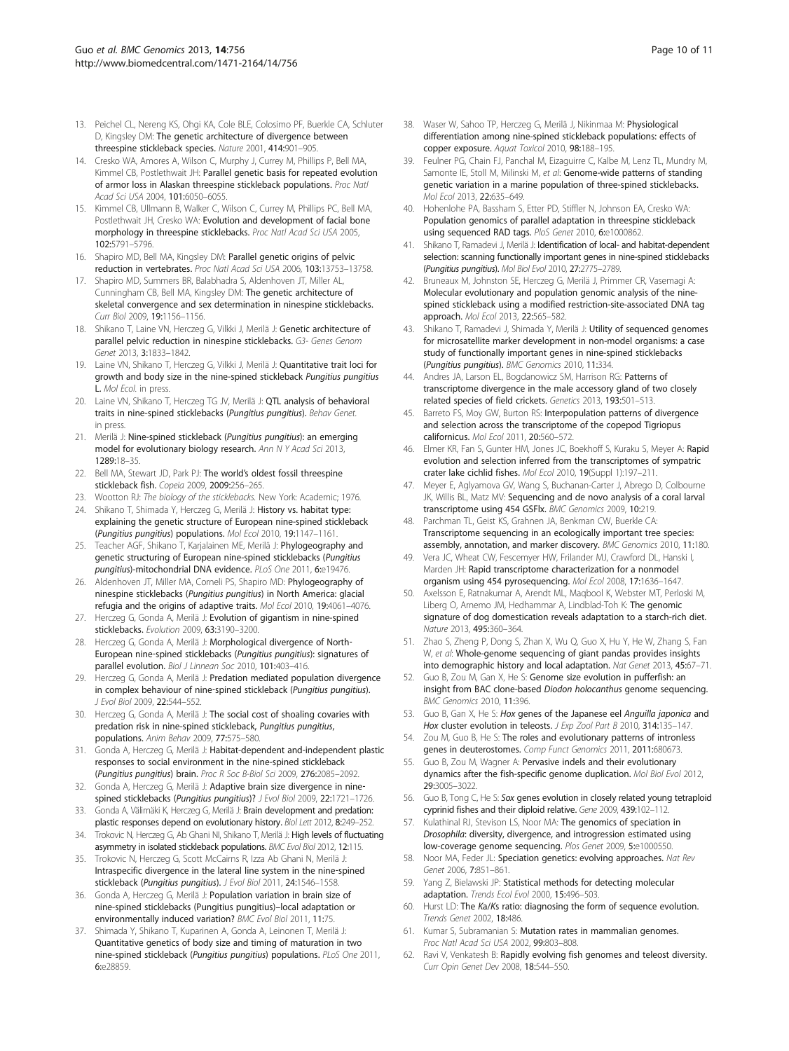13. Peichel CL, Nereng KS, Ohgi KA, Cole BLE, Colosimo PF, Buerkle CA, Schluter D, Kingsley DM: **The genetic architecture of divergence between threespine stickleback species.** *Nature* 2001, **414:**901–905.
14. Cresko WA, Amores A, Wilson C, Murphy J, Currey M, Phillips P, Bell MA, Kimmel CB, Postlethwait JH: **Parallel genetic basis for repeated evolution of armor loss in Alaskan threespine stickleback populations.** *Proc Natl Acad Sci USA* 2004, **101:**6050–6055.
15. Kimmel CB, Ullmann B, Walker C, Wilson C, Currey M, Phillips PC, Bell MA, Postlethwait JH, Cresko WA: **Evolution and development of facial bone morphology in threespine sticklebacks.** *Proc Natl Acad Sci USA* 2005, **102:**5791–5796.
16. Shapiro MD, Bell MA, Kingsley DM: **Parallel genetic origins of pelvic reduction in vertebrates.** *Proc Natl Acad Sci USA* 2006, **103:**13753–13758.
17. Shapiro MD, Summers BR, Balabhadra S, Aldenhoven JT, Miller AL, Cunningham CB, Bell MA, Kingsley DM: **The genetic architecture of skeletal convergence and sex determination in ninespine sticklebacks.** *Curr Biol* 2009, **19:**1156–1156.
18. Shikano T, Laine VN, Herczeg G, Vilkki J, Merilä J: **Genetic architecture of parallel pelvic reduction in ninespine sticklebacks.** *G3- Genes Genom Genet* 2013, **3:**1833–1842.
19. Laine VN, Shikano T, Herczeg G, Vilkki J, Merilä J: **Quantitative trait loci for growth and body size in the nine-spined stickleback *Pungitius pungitius* L.** *Mol Ecol.* in press.
20. Laine VN, Shikano T, Herczeg TG JV, Merilä J: **QTL analysis of behavioral traits in nine-spined sticklebacks (*Pungitius pungitius*).** *Behav Genet.* in press.
21. Merilä J: **Nine-spined stickleback (*Pungitius pungitius*): an emerging model for evolutionary biology research.** *Ann N Y Acad Sci* 2013, **1289:**18–35.
22. Bell MA, Stewart JD, Park PJ: **The world's oldest fossil threespine stickleback fish.** *Copeia* 2009, **2009:**256–265.
23. Wootton RJ: *The biology of the sticklebacks.* New York: Academic; 1976.
24. Shikano T, Shimada Y, Herczeg G, Merilä J: **History vs. habitat type: explaining the genetic structure of European nine-spined stickleback (*Pungitius pungitius*) populations.** *Mol Ecol* 2010, **19:**1147–1161.
25. Teacher AGF, Shikano T, Karjalainen ME, Merilä J: **Phylogeography and genetic structuring of European nine-spined sticklebacks (*Pungitius pungitius*)-mitochondrial DNA evidence.** *PLoS One* 2011, **6:**e19476.
26. Aldenhoven JT, Miller MA, Corneli PS, Shapiro MD: **Phylogeography of ninespine sticklebacks (*Pungitius pungitius*) in North America: glacial refugia and the origins of adaptive traits.** *Mol Ecol* 2010, **19:**4061–4076.
27. Herczeg G, Gonda A, Merilä J: **Evolution of gigantism in nine-spined sticklebacks.** *Evolution* 2009, **63:**3190–3200.
28. Herczeg G, Gonda A, Merilä J: **Morphological divergence of North-European nine-spined sticklebacks (*Pungitius pungitius*): signatures of parallel evolution.** *Biol J Linnean Soc* 2010, **101:**403–416.
29. Herczeg G, Gonda A, Merilä J: **Predation mediated population divergence in complex behaviour of nine-spined stickleback (*Pungitius pungitius*).** *J Evol Biol* 2009, **22:**544–552.
30. Herczeg G, Gonda A, Merilä J: **The social cost of shoaling covaries with predation risk in nine-spined stickleback, *Pungitius pungitius*, populations.** *Anim Behav* 2009, **77:**575–580.
31. Gonda A, Herczeg G, Merilä J: **Habitat-dependent and-independent plastic responses to social environment in the nine-spined stickleback (*Pungitius pungitius*) brain.** *Proc R Soc B-Biol Sci* 2009, **276:**2085–2092.
32. Gonda A, Herczeg G, Merilä J: **Adaptive brain size divergence in nine-spined sticklebacks (*Pungitius pungitius*)?** *J Evol Biol* 2009, **22:**1721–1726.
33. Gonda A, Välimäki K, Herczeg G, Merilä J: **Brain development and predation: plastic responses depend on evolutionary history.** *Biol Lett* 2012, **8:**249–252.
34. Trokovic N, Herczeg G, Ab Ghani NI, Shikano T, Merilä J: **High levels of fluctuating asymmetry in isolated stickleback populations.** *BMC Evol Biol* 2012, **12:**115.
35. Trokovic N, Herczeg G, Scott McCairns R, Izza Ab Ghani N, Merilä J: **Intraspecific divergence in the lateral line system in the nine-spined stickleback (*Pungitius pungitius*).** *J Evol Biol* 2011, **24:**1546–1558.
36. Gonda A, Herczeg G, Merilä J: **Population variation in brain size of nine-spined sticklebacks (Pungitius pungitius)–local adaptation or environmentally induced variation?** *BMC Evol Biol* 2011, **11:**75.
37. Shimada Y, Shikano T, Kuparinen A, Gonda A, Leinonen T, Merilä J: **Quantitative genetics of body size and timing of maturation in two nine-spined stickleback (*Pungitius pungitius*) populations.** *PLoS One* 2011, **6:**e28859.
38. Waser W, Sahoo TP, Herczeg G, Merilä J, Nikinmaa M: **Physiological differentiation among nine-spined stickleback populations: effects of copper exposure.** *Aquat Toxicol* 2010, **98:**188–195.
39. Feulner PG, Chain FJ, Panchal M, Eizaguirre C, Kalbe M, Lenz TL, Mundry M, Samonte IE, Stoll M, Milinski M, *et al*: **Genome-wide patterns of standing genetic variation in a marine population of three-spined sticklebacks.** *Mol Ecol* 2013, **22:**635–649.
40. Hohenlohe PA, Bassham S, Etter PD, Stiffler N, Johnson EA, Cresko WA: **Population genomics of parallel adaptation in threespine stickleback using sequenced RAD tags.** *PloS Genet* 2010, **6:**e1000862.
41. Shikano T, Ramadevi J, Merilä J: **Identification of local- and habitat-dependent selection: scanning functionally important genes in nine-spined sticklebacks (*Pungitius pungitius*).** *Mol Biol Evol* 2010, **27:**2775–2789.
42. Bruneaux M, Johnston SE, Herczeg G, Merilä J, Primmer CR, Vasemagi A: **Molecular evolutionary and population genomic analysis of the nine-spined stickleback using a modified restriction-site-associated DNA tag approach.** *Mol Ecol* 2013, **22:**565–582.
43. Shikano T, Ramadevi J, Shimada Y, Merilä J: **Utility of sequenced genomes for microsatellite marker development in non-model organisms: a case study of functionally important genes in nine-spined sticklebacks (*Pungitius pungitius*).** *BMC Genomics* 2010, **11:**334.
44. Andres JA, Larson EL, Bogdanowicz SM, Harrison RG: **Patterns of transcriptome divergence in the male accessory gland of two closely related species of field crickets.** *Genetics* 2013, **193:**501–513.
45. Barreto FS, Moy GW, Burton RS: **Interpopulation patterns of divergence and selection across the transcriptome of the copepod Tigriopus californicus.** *Mol Ecol* 2011, **20:**560–572.
46. Elmer KR, Fan S, Gunter HM, Jones JC, Boekhoff S, Kuraku S, Meyer A: **Rapid evolution and selection inferred from the transcriptomes of sympatric crater lake cichlid fishes.** *Mol Ecol* 2010, **19**(Suppl 1):197–211.
47. Meyer E, Aglyamova GV, Wang S, Buchanan-Carter J, Abrego D, Colbourne JK, Willis BL, Matz MV: **Sequencing and de novo analysis of a coral larval transcriptome using 454 GSFlx.** *BMC Genomics* 2009, **10:**219.
48. Parchman TL, Geist KS, Grahnen JA, Benkman CW, Buerkle CA: **Transcriptome sequencing in an ecologically important tree species: assembly, annotation, and marker discovery.** *BMC Genomics* 2010, **11:**180.
49. Vera JC, Wheat CW, Fescemyer HW, Frilander MJ, Crawford DL, Hanski I, Marden JH: **Rapid transcriptome characterization for a nonmodel organism using 454 pyrosequencing.** *Mol Ecol* 2008, **17:**1636–1647.
50. Axelsson E, Ratnakumar A, Arendt ML, Maqbool K, Webster MT, Perloski M, Liberg O, Arnemo JM, Hedhammar A, Lindblad-Toh K: **The genomic signature of dog domestication reveals adaptation to a starch-rich diet.** *Nature* 2013, **495:**360–364.
51. Zhao S, Zheng P, Dong S, Zhan X, Wu Q, Guo X, Hu Y, He W, Zhang S, Fan W, *et al*: **Whole-genome sequencing of giant pandas provides insights into demographic history and local adaptation.** *Nat Genet* 2013, **45:**67–71.
52. Guo B, Zou M, Gan X, He S: **Genome size evolution in pufferfish: an insight from BAC clone-based *Diodon holocanthus* genome sequencing.** *BMC Genomics* 2010, **11:**396.
53. Guo B, Gan X, He S: ***Hox* genes of the Japanese eel *Anguilla japonica* and *Hox* cluster evolution in teleosts.** *J Exp Zool Part B* 2010, **314:**135–147.
54. Zou M, Guo B, He S: **The roles and evolutionary patterns of intronless genes in deuterostomes.** *Comp Funct Genomics* 2011, **2011:**680673.
55. Guo B, Zou M, Wagner A: **Pervasive indels and their evolutionary dynamics after the fish-specific genome duplication.** *Mol Biol Evol* 2012, **29:**3005–3022.
56. Guo B, Tong C, He S: ***Sox* genes evolution in closely related young tetraploid cyprinid fishes and their diploid relative.** *Gene* 2009, **439:**102–112.
57. Kulathinal RJ, Stevison LS, Noor MA: **The genomics of speciation in *Drosophila*: diversity, divergence, and introgression estimated using low-coverage genome sequencing.** *Plos Genet* 2009, **5:**e1000550.
58. Noor MA, Feder JL: **Speciation genetics: evolving approaches.** *Nat Rev Genet* 2006, **7:**851–861.
59. Yang Z, Bielawski JP: **Statistical methods for detecting molecular adaptation.** *Trends Ecol Evol* 2000, **15:**496–503.
60. Hurst LD: **The Ka/Ks ratio: diagnosing the form of sequence evolution.** *Trends Genet* 2002, **18:**486.
61. Kumar S, Subramanian S: **Mutation rates in mammalian genomes.** *Proc Natl Acad Sci USA* 2002, **99:**803–808.
62. Ravi V, Venkatesh B: **Rapidly evolving fish genomes and teleost diversity.** *Curr Opin Genet Dev* 2008, **18:**544–550.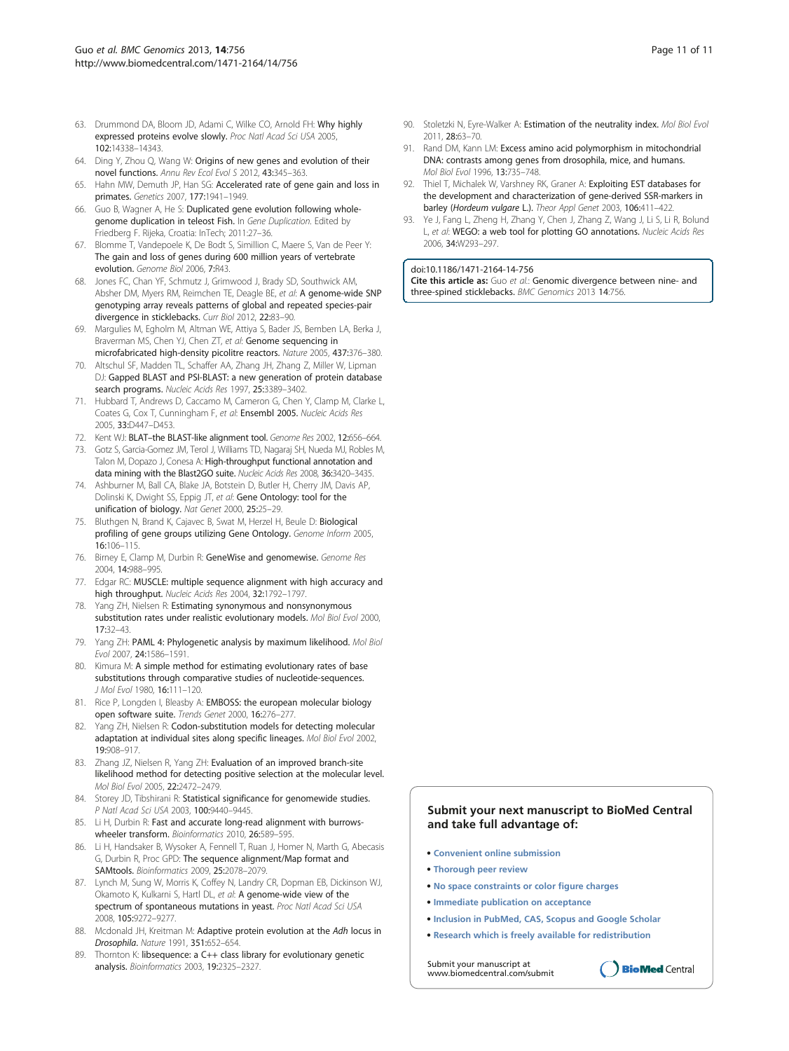63. Drummond DA, Bloom JD, Adami C, Wilke CO, Arnold FH: **Why highly expressed proteins evolve slowly.** *Proc Natl Acad Sci USA* 2005, **102:**14338–14343.
64. Ding Y, Zhou Q, Wang W: **Origins of new genes and evolution of their novel functions.** *Annu Rev Ecol Evol S* 2012, **43:**345–363.
65. Hahn MW, Demuth JP, Han SG: **Accelerated rate of gene gain and loss in primates.** *Genetics* 2007, **177:**1941–1949.
66. Guo B, Wagner A, He S: **Duplicated gene evolution following whole-genome duplication in teleost Fish.** In *Gene Duplication.* Edited by Friedberg F. Rijeka, Croatia: InTech; 2011:27–36.
67. Blomme T, Vandepoele K, De Bodt S, Simillion C, Maere S, Van de Peer Y: **The gain and loss of genes during 600 million years of vertebrate evolution.** *Genome Biol* 2006, **7:**R43.
68. Jones FC, Chan YF, Schmutz J, Grimwood J, Brady SD, Southwick AM, Absher DM, Myers RM, Reimchen TE, Deagle BE, *et al*: **A genome-wide SNP genotyping array reveals patterns of global and repeated species-pair divergence in sticklebacks.** *Curr Biol* 2012, **22:**83–90.
69. Margulies M, Egholm M, Altman WE, Attiya S, Bader JS, Bemben LA, Berka J, Braverman MS, Chen YJ, Chen ZT, *et al*: **Genome sequencing in microfabricated high-density picolitre reactors.** *Nature* 2005, **437:**376–380.
70. Altschul SF, Madden TL, Schaffer AA, Zhang JH, Zhang Z, Miller W, Lipman DJ: **Gapped BLAST and PSI-BLAST: a new generation of protein database search programs.** *Nucleic Acids Res* 1997, **25:**3389–3402.
71. Hubbard T, Andrews D, Caccamo M, Cameron G, Chen Y, Clamp M, Clarke L, Coates G, Cox T, Cunningham F, *et al*: **Ensembl 2005.** *Nucleic Acids Res* 2005, **33:**D447–D453.
72. Kent WJ: **BLAT–the BLAST-like alignment tool.** *Genome Res* 2002, **12:**656–664.
73. Gotz S, Garcia-Gomez JM, Terol J, Williams TD, Nagaraj SH, Nueda MJ, Robles M, Talon M, Dopazo J, Conesa A: **High-throughput functional annotation and data mining with the Blast2GO suite.** *Nucleic Acids Res* 2008, **36:**3420–3435.
74. Ashburner M, Ball CA, Blake JA, Botstein D, Butler H, Cherry JM, Davis AP, Dolinski K, Dwight SS, Eppig JT, *et al*: **Gene Ontology: tool for the unification of biology.** *Nat Genet* 2000, **25:**25–29.
75. Bluthgen N, Brand K, Cajavec B, Swat M, Herzel H, Beule D: **Biological profiling of gene groups utilizing Gene Ontology.** *Genome Inform* 2005, **16:**106–115.
76. Birney E, Clamp M, Durbin R: **GeneWise and genomewise.** *Genome Res* 2004, **14:**988–995.
77. Edgar RC: **MUSCLE: multiple sequence alignment with high accuracy and high throughput.** *Nucleic Acids Res* 2004, **32:**1792–1797.
78. Yang ZH, Nielsen R: **Estimating synonymous and nonsynonymous substitution rates under realistic evolutionary models.** *Mol Biol Evol* 2000, **17:**32–43.
79. Yang ZH: **PAML 4: Phylogenetic analysis by maximum likelihood.** *Mol Biol Evol* 2007, **24:**1586–1591.
80. Kimura M: **A simple method for estimating evolutionary rates of base substitutions through comparative studies of nucleotide-sequences.** *J Mol Evol* 1980, **16:**111–120.
81. Rice P, Longden I, Bleasby A: **EMBOSS: the european molecular biology open software suite.** *Trends Genet* 2000, **16:**276–277.
82. Yang ZH, Nielsen R: **Codon-substitution models for detecting molecular adaptation at individual sites along specific lineages.** *Mol Biol Evol* 2002, **19:**908–917.
83. Zhang JZ, Nielsen R, Yang ZH: **Evaluation of an improved branch-site likelihood method for detecting positive selection at the molecular level.** *Mol Biol Evol* 2005, **22:**2472–2479.
84. Storey JD, Tibshirani R: **Statistical significance for genomewide studies.** *P Natl Acad Sci USA* 2003, **100:**9440–9445.
85. Li H, Durbin R: **Fast and accurate long-read alignment with burrows-wheeler transform.** *Bioinformatics* 2010, **26:**589–595.
86. Li H, Handsaker B, Wysoker A, Fennell T, Ruan J, Homer N, Marth G, Abecasis G, Durbin R, Proc GPD: **The sequence alignment/Map format and SAMtools.** *Bioinformatics* 2009, **25:**2078–2079.
87. Lynch M, Sung W, Morris K, Coffey N, Landry CR, Dopman EB, Dickinson WJ, Okamoto K, Kulkarni S, Hartl DL, *et al*: **A genome-wide view of the spectrum of spontaneous mutations in yeast.** *Proc Natl Acad Sci USA* 2008, **105:**9272–9277.
88. Mcdonald JH, Kreitman M: **Adaptive protein evolution at the *Adh* locus in *Drosophila*.** *Nature* 1991, **351:**652–654.
89. Thornton K: **libsequence: a C++ class library for evolutionary genetic analysis.** *Bioinformatics* 2003, **19:**2325–2327.
90. Stoletzki N, Eyre-Walker A: **Estimation of the neutrality index.** *Mol Biol Evol* 2011, **28:**63–70.
91. Rand DM, Kann LM: **Excess amino acid polymorphism in mitochondrial DNA: contrasts among genes from drosophila, mice, and humans.** *Mol Biol Evol* 1996, **13:**735–748.
92. Thiel T, Michalek W, Varshney RK, Graner A: **Exploiting EST databases for the development and characterization of gene-derived SSR-markers in barley (*Hordeum vulgare* L.).** *Theor Appl Genet* 2003, **106:**411–422.
93. Ye J, Fang L, Zheng H, Zhang Y, Chen J, Zhang Z, Wang J, Li S, Li R, Bolund L, *et al*: **WEGO: a web tool for plotting GO annotations.** *Nucleic Acids Res* 2006, **34:**W293–297.

doi:10.1186/1471-2164-14-756

**Cite this article as:** Guo *et al.*: Genomic divergence between nine- and three-spined sticklebacks. *BMC Genomics* 2013 **14**:756.

**Submit your next manuscript to BioMed Central and take full advantage of:**

- **Convenient online submission**
- **Thorough peer review**
- **No space constraints or color figure charges**
- **Immediate publication on acceptance**
- **Inclusion in PubMed, CAS, Scopus and Google Scholar**
- **Research which is freely available for redistribution**

Submit your manuscript at www.biomedcentral.com/submit

BioMed Central